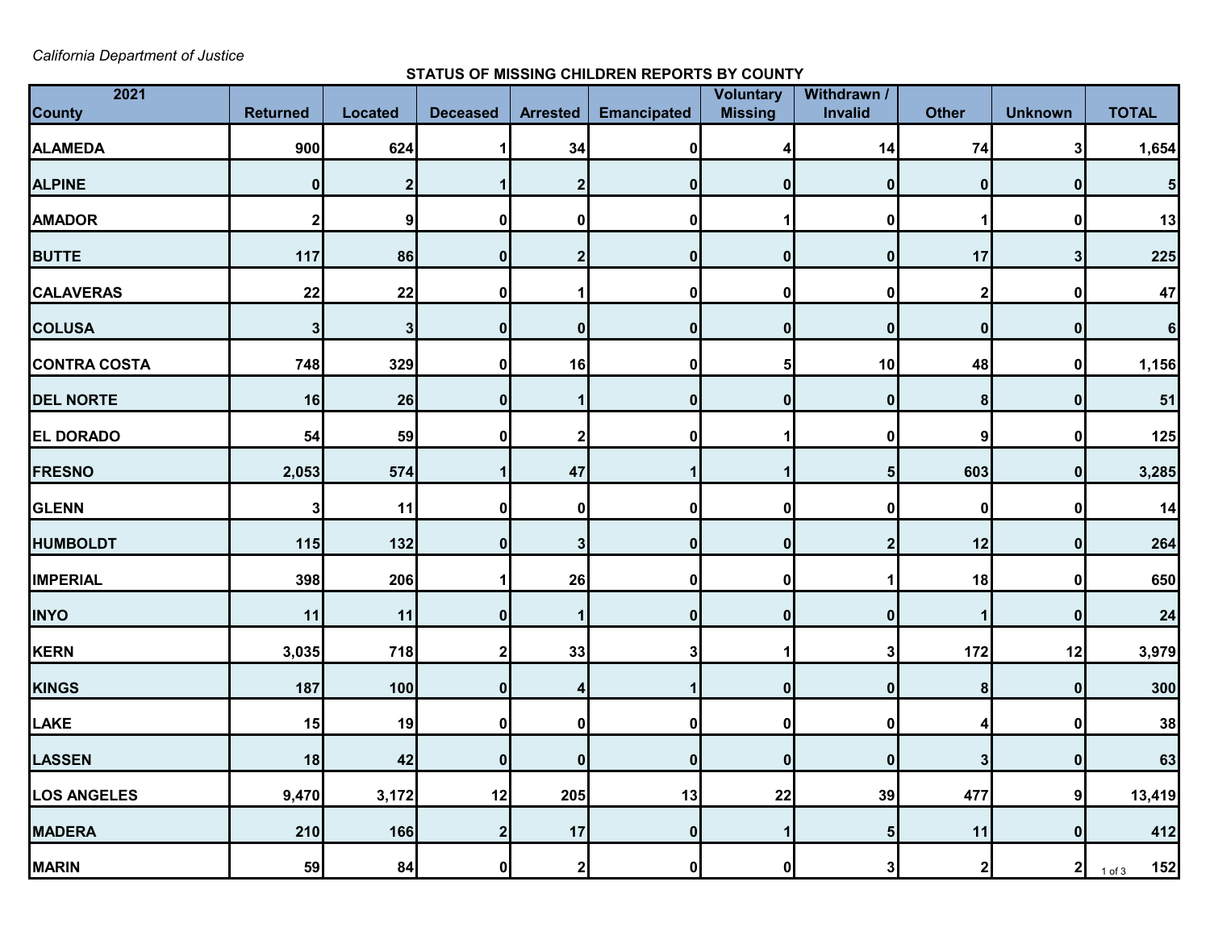*California Department of Justice*

**STATUS OF MISSING CHILDREN REPORTS BY COUNTY**

| 2021 County | Returned | Located | Deceased | Arrested | Emancipated | Voluntary Missing | Withdrawn / Invalid | Other | Unknown | TOTAL |
|---|---|---|---|---|---|---|---|---|---|---|
| ALAMEDA | 900 | 624 | 1 | 34 | 0 | 4 | 14 | 74 | 3 | 1,654 |
| ALPINE | 0 | 2 | 1 | 2 | 0 | 0 | 0 | 0 | 0 | 5 |
| AMADOR | 2 | 9 | 0 | 0 | 0 | 1 | 0 | 1 | 0 | 13 |
| BUTTE | 117 | 86 | 0 | 2 | 0 | 0 | 0 | 17 | 3 | 225 |
| CALAVERAS | 22 | 22 | 0 | 1 | 0 | 0 | 0 | 2 | 0 | 47 |
| COLUSA | 3 | 3 | 0 | 0 | 0 | 0 | 0 | 0 | 0 | 6 |
| CONTRA COSTA | 748 | 329 | 0 | 16 | 0 | 5 | 10 | 48 | 0 | 1,156 |
| DEL NORTE | 16 | 26 | 0 | 1 | 0 | 0 | 0 | 8 | 0 | 51 |
| EL DORADO | 54 | 59 | 0 | 2 | 0 | 1 | 0 | 9 | 0 | 125 |
| FRESNO | 2,053 | 574 | 1 | 47 | 1 | 1 | 5 | 603 | 0 | 3,285 |
| GLENN | 3 | 11 | 0 | 0 | 0 | 0 | 0 | 0 | 0 | 14 |
| HUMBOLDT | 115 | 132 | 0 | 3 | 0 | 0 | 2 | 12 | 0 | 264 |
| IMPERIAL | 398 | 206 | 1 | 26 | 0 | 0 | 1 | 18 | 0 | 650 |
| INYO | 11 | 11 | 0 | 1 | 0 | 0 | 0 | 1 | 0 | 24 |
| KERN | 3,035 | 718 | 2 | 33 | 3 | 1 | 3 | 172 | 12 | 3,979 |
| KINGS | 187 | 100 | 0 | 4 | 1 | 0 | 0 | 8 | 0 | 300 |
| LAKE | 15 | 19 | 0 | 0 | 0 | 0 | 0 | 4 | 0 | 38 |
| LASSEN | 18 | 42 | 0 | 0 | 0 | 0 | 0 | 3 | 0 | 63 |
| LOS ANGELES | 9,470 | 3,172 | 12 | 205 | 13 | 22 | 39 | 477 | 9 | 13,419 |
| MADERA | 210 | 166 | 2 | 17 | 0 | 1 | 5 | 11 | 0 | 412 |
| MARIN | 59 | 84 | 0 | 2 | 0 | 0 | 3 | 2 | 2 | 152 |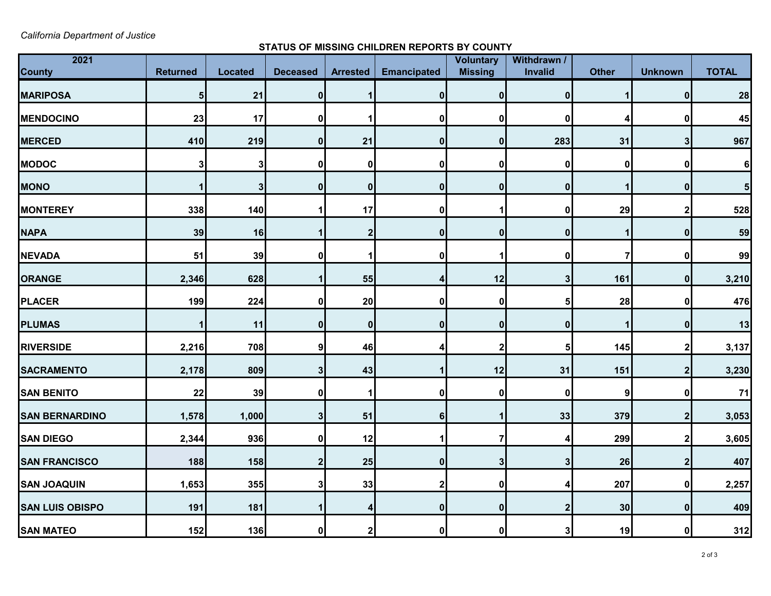*California Department of Justice*

**STATUS OF MISSING CHILDREN REPORTS BY COUNTY**

| 2021 County | Returned | Located | Deceased | Arrested | Emancipated | Voluntary Missing | Withdrawn / Invalid | Other | Unknown | TOTAL |
|---|---|---|---|---|---|---|---|---|---|---|
| MARIPOSA | 5 | 21 | 0 | 1 | 0 | 0 | 0 | 1 | 0 | 28 |
| MENDOCINO | 23 | 17 | 0 | 1 | 0 | 0 | 0 | 4 | 0 | 45 |
| MERCED | 410 | 219 | 0 | 21 | 0 | 0 | 283 | 31 | 3 | 967 |
| MODOC | 3 | 3 | 0 | 0 | 0 | 0 | 0 | 0 | 0 | 6 |
| MONO | 1 | 3 | 0 | 0 | 0 | 0 | 0 | 1 | 0 | 5 |
| MONTEREY | 338 | 140 | 1 | 17 | 0 | 1 | 0 | 29 | 2 | 528 |
| NAPA | 39 | 16 | 1 | 2 | 0 | 0 | 0 | 1 | 0 | 59 |
| NEVADA | 51 | 39 | 0 | 1 | 0 | 1 | 0 | 7 | 0 | 99 |
| ORANGE | 2,346 | 628 | 1 | 55 | 4 | 12 | 3 | 161 | 0 | 3,210 |
| PLACER | 199 | 224 | 0 | 20 | 0 | 0 | 5 | 28 | 0 | 476 |
| PLUMAS | 1 | 11 | 0 | 0 | 0 | 0 | 0 | 1 | 0 | 13 |
| RIVERSIDE | 2,216 | 708 | 9 | 46 | 4 | 2 | 5 | 145 | 2 | 3,137 |
| SACRAMENTO | 2,178 | 809 | 3 | 43 | 1 | 12 | 31 | 151 | 2 | 3,230 |
| SAN BENITO | 22 | 39 | 0 | 1 | 0 | 0 | 0 | 9 | 0 | 71 |
| SAN BERNARDINO | 1,578 | 1,000 | 3 | 51 | 6 | 1 | 33 | 379 | 2 | 3,053 |
| SAN DIEGO | 2,344 | 936 | 0 | 12 | 1 | 7 | 4 | 299 | 2 | 3,605 |
| SAN FRANCISCO | 188 | 158 | 2 | 25 | 0 | 3 | 3 | 26 | 2 | 407 |
| SAN JOAQUIN | 1,653 | 355 | 3 | 33 | 2 | 0 | 4 | 207 | 0 | 2,257 |
| SAN LUIS OBISPO | 191 | 181 | 1 | 4 | 0 | 0 | 2 | 30 | 0 | 409 |
| SAN MATEO | 152 | 136 | 0 | 2 | 0 | 0 | 3 | 19 | 0 | 312 |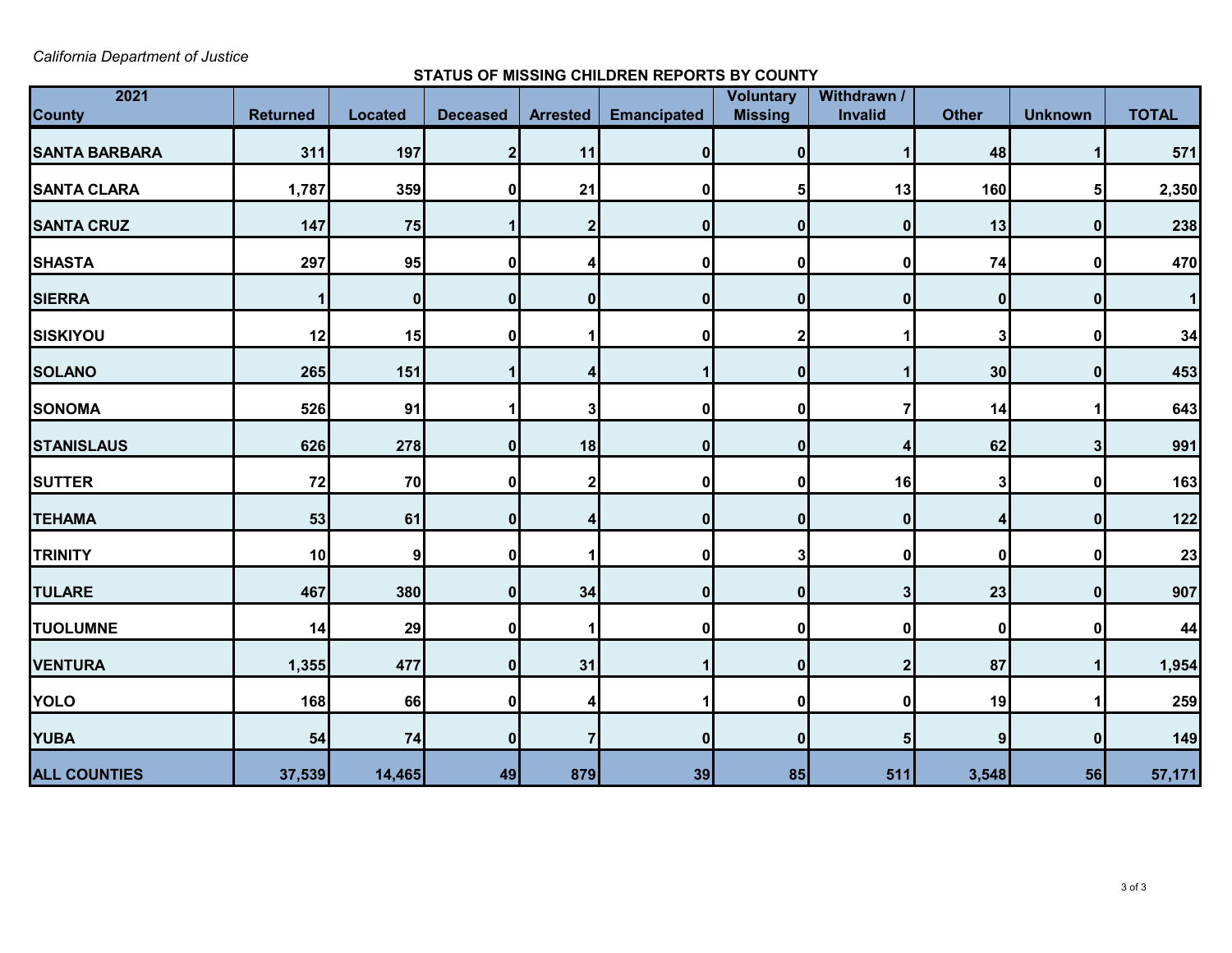*California Department of Justice*

**STATUS OF MISSING CHILDREN REPORTS BY COUNTY**

| 2021 County | Returned | Located | Deceased | Arrested | Emancipated | Voluntary Missing | Withdrawn / Invalid | Other | Unknown | TOTAL |
|---|---|---|---|---|---|---|---|---|---|---|
| SANTA BARBARA | 311 | 197 | 2 | 11 | 0 | 0 | 1 | 48 | 1 | 571 |
| SANTA CLARA | 1,787 | 359 | 0 | 21 | 0 | 5 | 13 | 160 | 5 | 2,350 |
| SANTA CRUZ | 147 | 75 | 1 | 2 | 0 | 0 | 0 | 13 | 0 | 238 |
| SHASTA | 297 | 95 | 0 | 4 | 0 | 0 | 0 | 74 | 0 | 470 |
| SIERRA | 1 | 0 | 0 | 0 | 0 | 0 | 0 | 0 | 0 | 1 |
| SISKIYOU | 12 | 15 | 0 | 1 | 0 | 2 | 1 | 3 | 0 | 34 |
| SOLANO | 265 | 151 | 1 | 4 | 1 | 0 | 1 | 30 | 0 | 453 |
| SONOMA | 526 | 91 | 1 | 3 | 0 | 0 | 7 | 14 | 1 | 643 |
| STANISLAUS | 626 | 278 | 0 | 18 | 0 | 0 | 4 | 62 | 3 | 991 |
| SUTTER | 72 | 70 | 0 | 2 | 0 | 0 | 16 | 3 | 0 | 163 |
| TEHAMA | 53 | 61 | 0 | 4 | 0 | 0 | 0 | 4 | 0 | 122 |
| TRINITY | 10 | 9 | 0 | 1 | 0 | 3 | 0 | 0 | 0 | 23 |
| TULARE | 467 | 380 | 0 | 34 | 0 | 0 | 3 | 23 | 0 | 907 |
| TUOLUMNE | 14 | 29 | 0 | 1 | 0 | 0 | 0 | 0 | 0 | 44 |
| VENTURA | 1,355 | 477 | 0 | 31 | 1 | 0 | 2 | 87 | 1 | 1,954 |
| YOLO | 168 | 66 | 0 | 4 | 1 | 0 | 0 | 19 | 1 | 259 |
| YUBA | 54 | 74 | 0 | 7 | 0 | 0 | 5 | 9 | 0 | 149 |
| ALL COUNTIES | 37,539 | 14,465 | 49 | 879 | 39 | 85 | 511 | 3,548 | 56 | 57,171 |